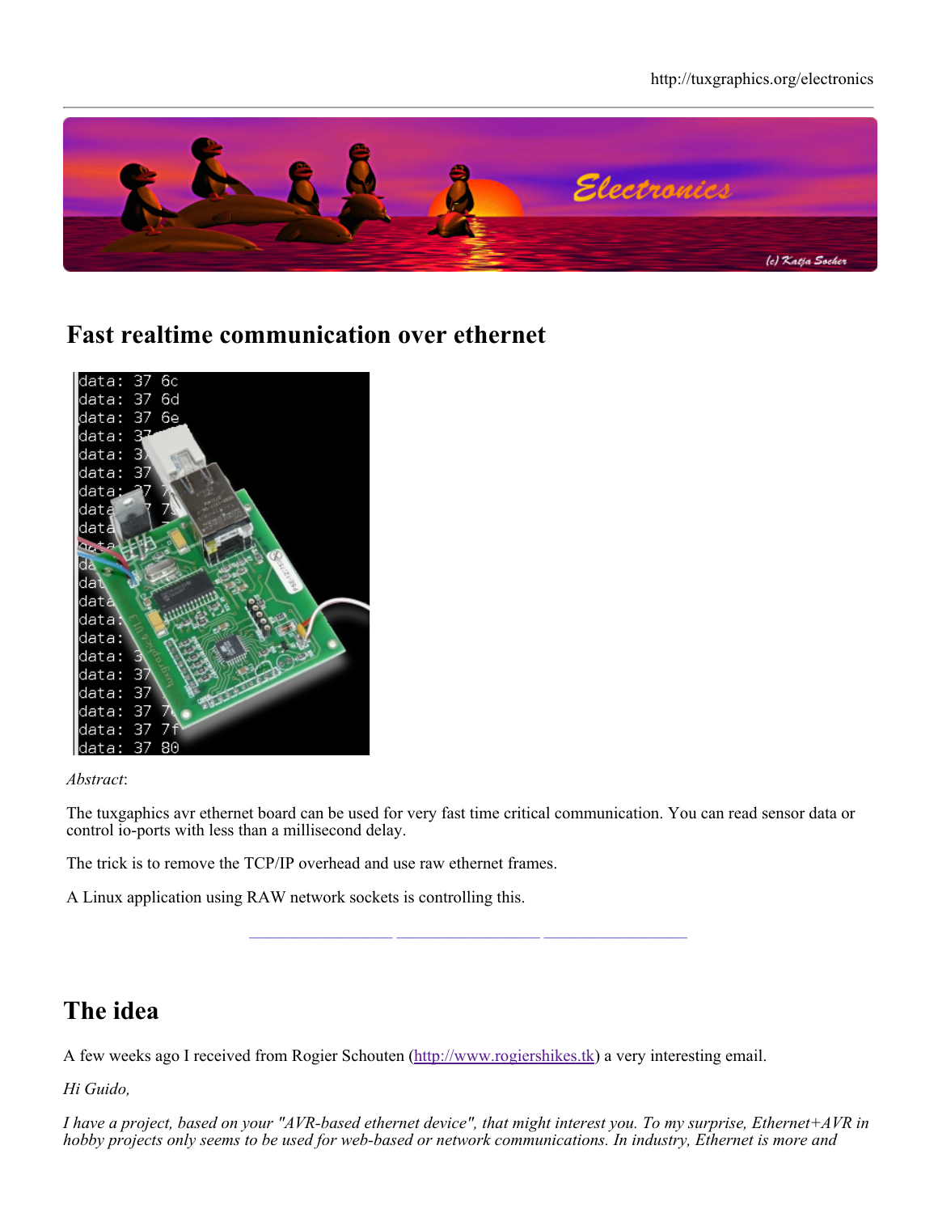# Fast realtime communication over ethernet

*Abstract*:

The tuxgraphics avr ethernet board can be used for very fast time critical communication. You can read sensor data or control io-ports with less than a millisecond delay.

The trick is to remove the TCP/IP overhead and use raw ethernet frames.

A Linux application using RAW network sockets is controlling this.

## The idea

A few weeks ago I received from Rogier Schouten (http://www.rogiershikes.tk) a very interesting email.

*Hi Guido,*

*I have a project, based on your "AVR-based ethernet device", that might interest you. To my surprise, Ethernet+AVR in hobby projects only seems to be used for web-based or network communications. In industry, Ethernet is more and*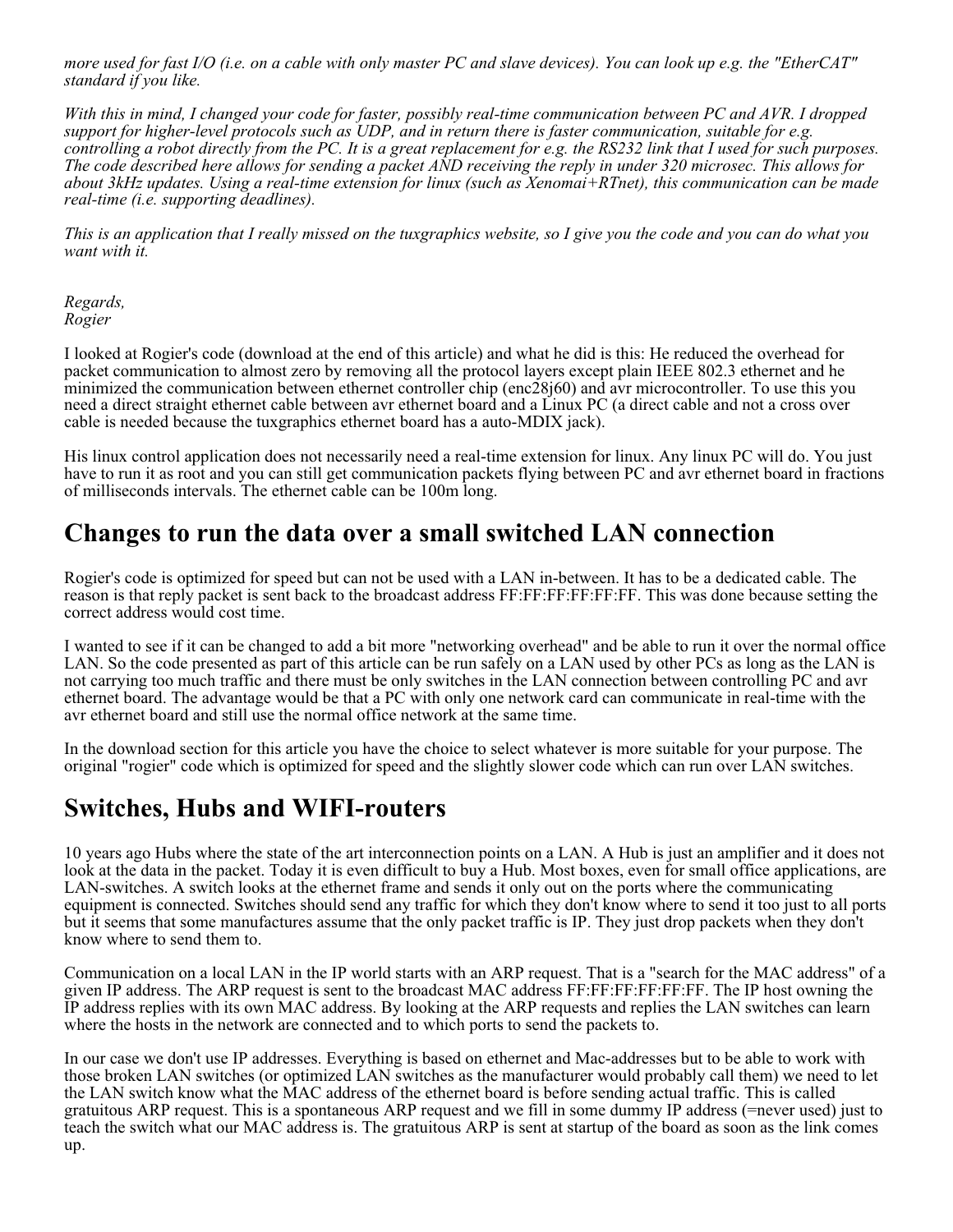*more used for fast I/O (i.e. on a cable with only master PC and slave devices). You can look up e.g. the "EtherCAT" standard if you like.*

*With this in mind, I changed your code for faster, possibly real-time communication between PC and AVR. I dropped support for higher-level protocols such as UDP, and in return there is faster communication, suitable for e.g. controlling a robot directly from the PC. It is a great replacement for e.g. the RS232 link that I used for such purposes. The code described here allows for sending a packet AND receiving the reply in under 320 microsec. This allows for about 3kHz updates. Using a real-time extension for linux (such as Xenomai+RTnet), this communication can be made real-time (i.e. supporting deadlines).*

*This is an application that I really missed on the tuxgraphics website, so I give you the code and you can do what you want with it.*

*Regards,*
*Rogier*

I looked at Rogier's code (download at the end of this article) and what he did is this: He reduced the overhead for packet communication to almost zero by removing all the protocol layers except plain IEEE 802.3 ethernet and he minimized the communication between ethernet controller chip (enc28j60) and avr microcontroller. To use this you need a direct straight ethernet cable between avr ethernet board and a Linux PC (a direct cable and not a cross over cable is needed because the tuxgraphics ethernet board has a auto-MDIX jack).

His linux control application does not necessarily need a real-time extension for linux. Any linux PC will do. You just have to run it as root and you can still get communication packets flying between PC and avr ethernet board in fractions of milliseconds intervals. The ethernet cable can be 100m long.

## Changes to run the data over a small switched LAN connection

Rogier's code is optimized for speed but can not be used with a LAN in-between. It has to be a dedicated cable. The reason is that reply packet is sent back to the broadcast address FF:FF:FF:FF:FF:FF. This was done because setting the correct address would cost time.

I wanted to see if it can be changed to add a bit more "networking overhead" and be able to run it over the normal office LAN. So the code presented as part of this article can be run safely on a LAN used by other PCs as long as the LAN is not carrying too much traffic and there must be only switches in the LAN connection between controlling PC and avr ethernet board. The advantage would be that a PC with only one network card can communicate in real-time with the avr ethernet board and still use the normal office network at the same time.

In the download section for this article you have the choice to select whatever is more suitable for your purpose. The original "rogier" code which is optimized for speed and the slightly slower code which can run over LAN switches.

## Switches, Hubs and WIFI-routers

10 years ago Hubs where the state of the art interconnection points on a LAN. A Hub is just an amplifier and it does not look at the data in the packet. Today it is even difficult to buy a Hub. Most boxes, even for small office applications, are LAN-switches. A switch looks at the ethernet frame and sends it only out on the ports where the communicating equipment is connected. Switches should send any traffic for which they don't know where to send it too just to all ports but it seems that some manufactures assume that the only packet traffic is IP. They just drop packets when they don't know where to send them to.

Communication on a local LAN in the IP world starts with an ARP request. That is a "search for the MAC address" of a given IP address. The ARP request is sent to the broadcast MAC address FF:FF:FF:FF:FF:FF. The IP host owning the IP address replies with its own MAC address. By looking at the ARP requests and replies the LAN switches can learn where the hosts in the network are connected and to which ports to send the packets to.

In our case we don't use IP addresses. Everything is based on ethernet and Mac-addresses but to be able to work with those broken LAN switches (or optimized LAN switches as the manufacturer would probably call them) we need to let the LAN switch know what the MAC address of the ethernet board is before sending actual traffic. This is called gratuitous ARP request. This is a spontaneous ARP request and we fill in some dummy IP address (=never used) just to teach the switch what our MAC address is. The gratuitous ARP is sent at startup of the board as soon as the link comes up.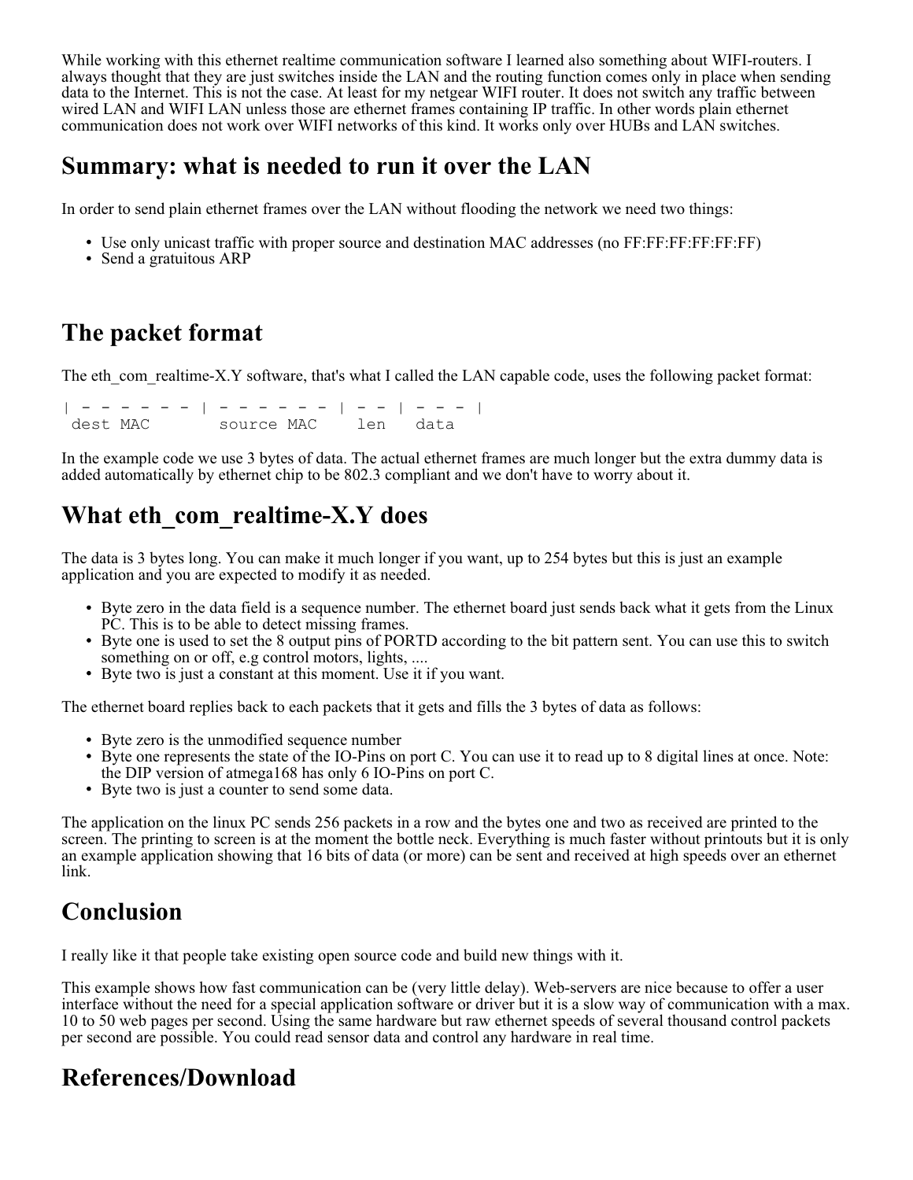While working with this ethernet realtime communication software I learned also something about WIFI-routers. I always thought that they are just switches inside the LAN and the routing function comes only in place when sending data to the Internet. This is not the case. At least for my netgear WIFI router. It does not switch any traffic between wired LAN and WIFI LAN unless those are ethernet frames containing IP traffic. In other words plain ethernet communication does not work over WIFI networks of this kind. It works only over HUBs and LAN switches.

## Summary: what is needed to run it over the LAN

In order to send plain ethernet frames over the LAN without flooding the network we need two things:

- Use only unicast traffic with proper source and destination MAC addresses (no FF:FF:FF:FF:FF:FF)
- Send a gratuitous ARP

## The packet format

The eth_com_realtime-X.Y software, that's what I called the LAN capable code, uses the following packet format:

```
| - - - - - - | - - - - - - | - - | - - - |
 dest MAC       source MAC    len   data
```

In the example code we use 3 bytes of data. The actual ethernet frames are much longer but the extra dummy data is added automatically by ethernet chip to be 802.3 compliant and we don't have to worry about it.

## What eth_com_realtime-X.Y does

The data is 3 bytes long. You can make it much longer if you want, up to 254 bytes but this is just an example application and you are expected to modify it as needed.

- Byte zero in the data field is a sequence number. The ethernet board just sends back what it gets from the Linux PC. This is to be able to detect missing frames.
- Byte one is used to set the 8 output pins of PORTD according to the bit pattern sent. You can use this to switch something on or off, e.g control motors, lights, ....
- Byte two is just a constant at this moment. Use it if you want.

The ethernet board replies back to each packets that it gets and fills the 3 bytes of data as follows:

- Byte zero is the unmodified sequence number
- Byte one represents the state of the IO-Pins on port C. You can use it to read up to 8 digital lines at once. Note: the DIP version of atmega168 has only 6 IO-Pins on port C.
- Byte two is just a counter to send some data.

The application on the linux PC sends 256 packets in a row and the bytes one and two as received are printed to the screen. The printing to screen is at the moment the bottle neck. Everything is much faster without printouts but it is only an example application showing that 16 bits of data (or more) can be sent and received at high speeds over an ethernet link.

## Conclusion

I really like it that people take existing open source code and build new things with it.

This example shows how fast communication can be (very little delay). Web-servers are nice because to offer a user interface without the need for a special application software or driver but it is a slow way of communication with a max. 10 to 50 web pages per second. Using the same hardware but raw ethernet speeds of several thousand control packets per second are possible. You could read sensor data and control any hardware in real time.

## References/Download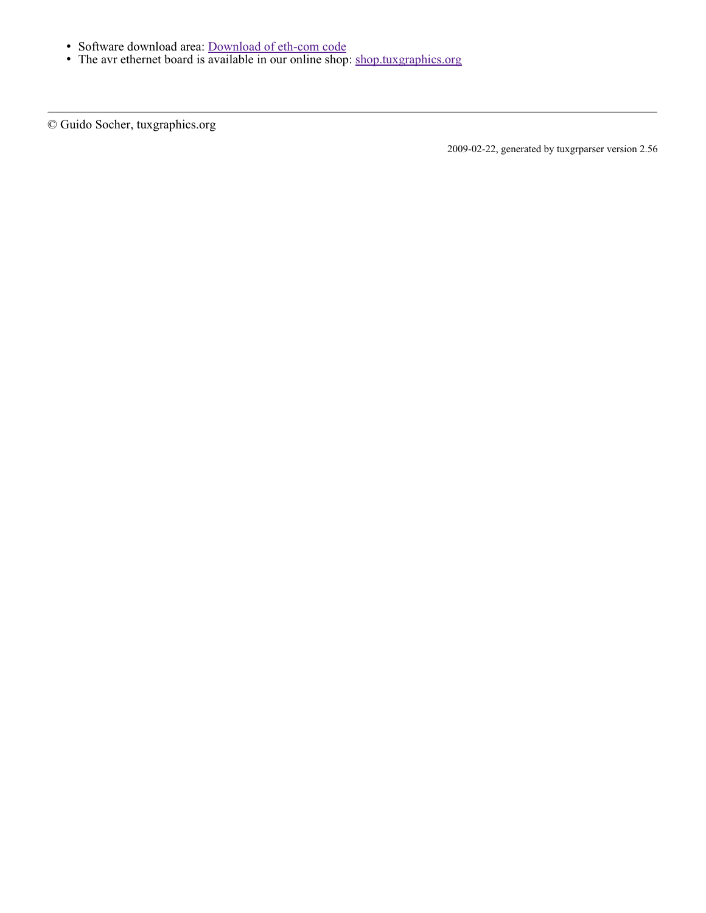- Software download area: Download of eth-com code
- The avr ethernet board is available in our online shop: shop.tuxgraphics.org

---

© Guido Socher, tuxgraphics.org

2009-02-22, generated by tuxgrparser version 2.56